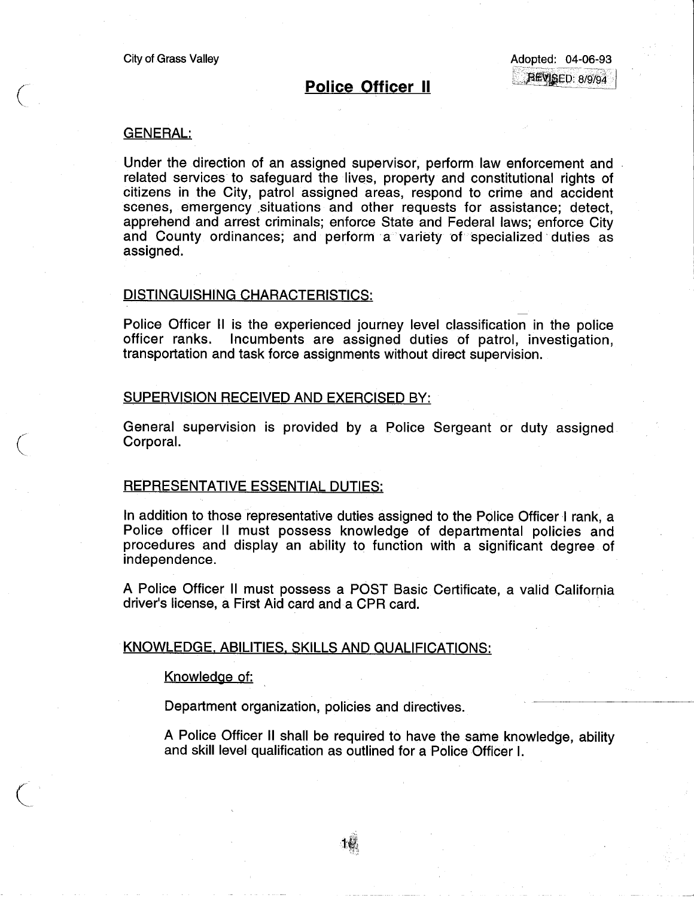City of Grass Valley

Adopted: 04-06-93

REVISED: 8/9/94

# Police Officer II

## GENERAL:

Under the direction of an assigned supervisor, perform law enforcement and related services to safeguard the lives, property and constitutional rights of citizens in the City, patrol assigned areas, respond to crime and accident scenes, emergency situations and other requests for assistance; detect, apprehend and arrest criminals; enforce State and Federal laws; enforce City and County ordinances; and perform a variety of specialized duties as assigned.

## DISTINGUISHING CHARACTERISTICS:

Police Officer II is the experienced journey level classification in the police officer ranks. Incumbents are assigned duties of patrol, investigation, transportation and task force assignments without direct supervision.

## SUPERVISION RECEIVED AND EXERCISED BY:

General supervision is provided by a Police Sergeant or duty assigned Corporal.

## REPRESENTATIVE ESSENTIAL DUTIES:

In addition to those representative duties assigned to the Police Officer I rank, a Police officer II must possess knowledge of departmental policies and procedures and display an ability to function with a significant degree of independence.

A Police Officer II must possess a POST Basic Certificate, a valid California driver's license, a First Aid card and a CPR card.

## KNOWLEDGE, ABILITIES, SKILLS AND QUALIFICATIONS:

### Knowledge of:

Department organization, policies and directives.

A Police Officer II shall be required to have the same knowledge, ability and skill level qualification as outlined for a Police Officer I.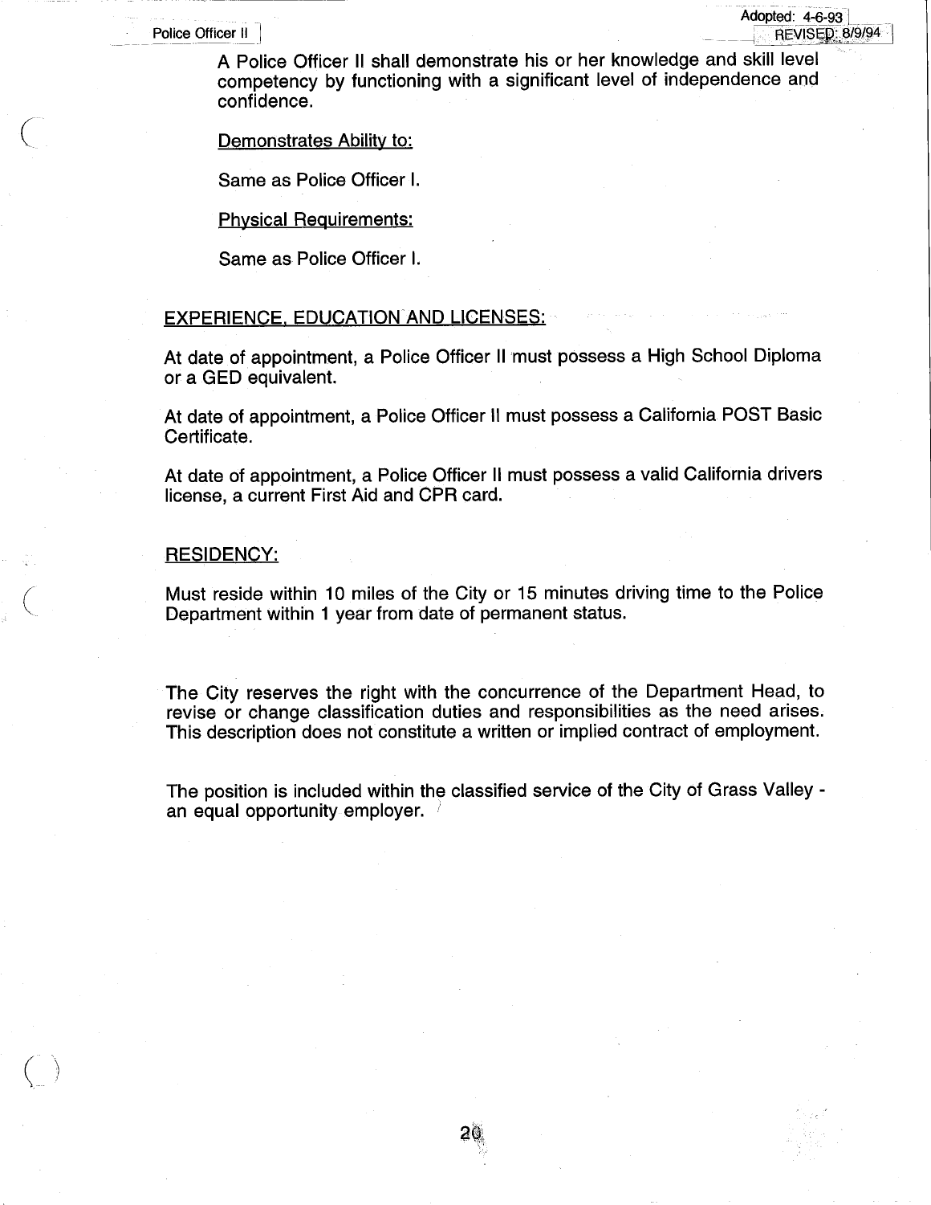A Police Officer II shall demonstrate his or her knowledge and skill level competency by functioning with a significant level of independence and confidence.

Demonstrates Ability to:

Same as Police Officer I.

Physical Requirements:

Same as Police Officer I.

## EXPERIENCE, EDUCATION AND LICENSES:

At date of appointment, a Police Officer II must possess a High School Diploma or a GED equivalent.

At date of appointment, a Police Officer II must possess a California POST Basic Certificate.

At date of appointment, a Police Officer II must possess a valid California drivers license, a current First Aid and CPR card.

## RESIDENCY:

Must reside within 10 miles of the City or 15 minutes driving time to the Police Department within 1 year from date of permanent status.

The City reserves the right with the concurrence of the Department Head, to revise or change classification duties and responsibilities as the need arises. This description does not constitute a written or implied contract of employment.

The position is included within the classified service of the City of Grass Valley - an equal opportunity employer.